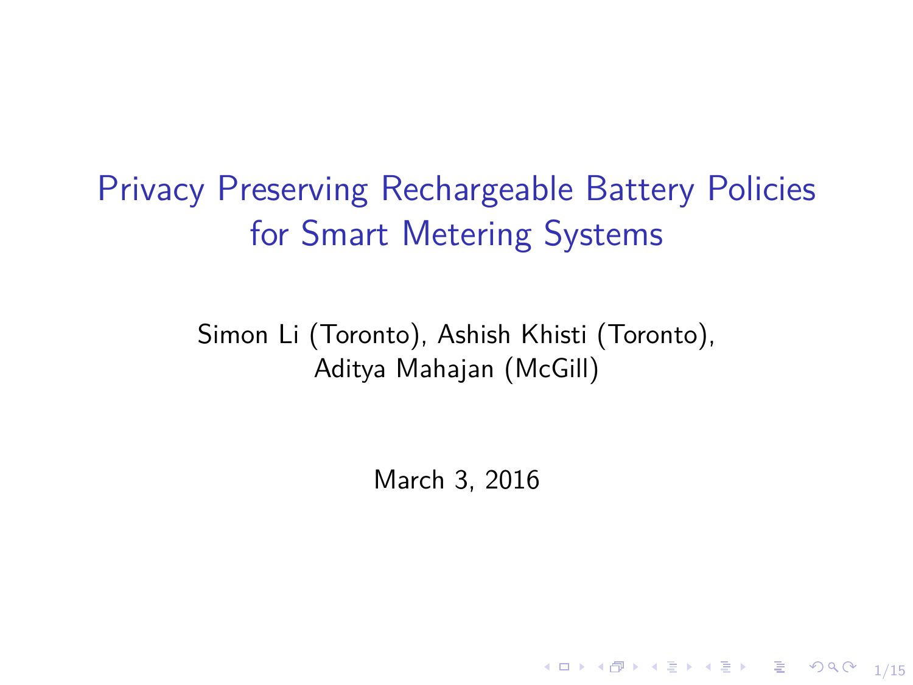# Privacy Preserving Rechargeable Battery Policies for Smart Metering Systems

Simon Li (Toronto), Ashish Khisti (Toronto), Aditya Mahajan (McGill)

March 3, 2016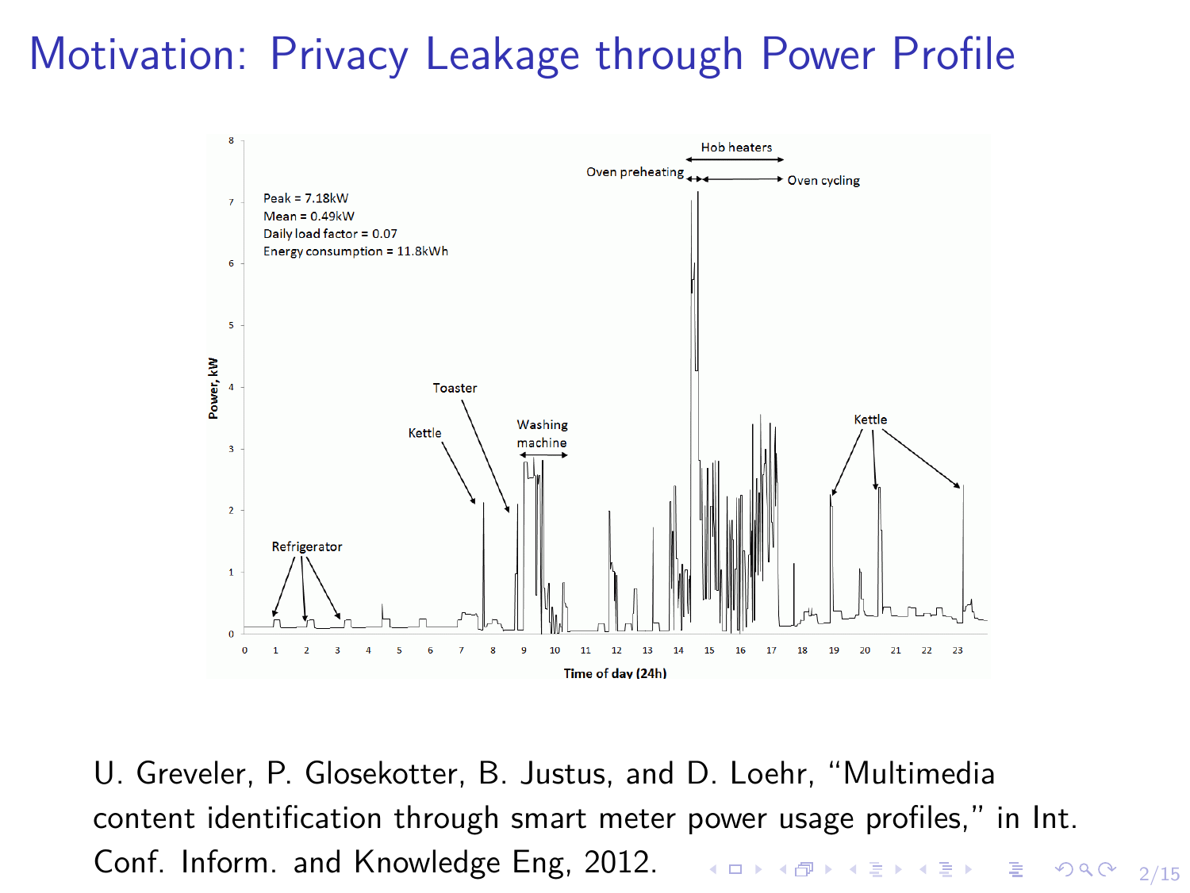# Motivation: Privacy Leakage through Power Profile

U. Greveler, P. Glosekotter, B. Justus, and D. Loehr, "Multimedia content identification through smart meter power usage profiles," in Int. Conf. Inform. and Knowledge Eng, 2012.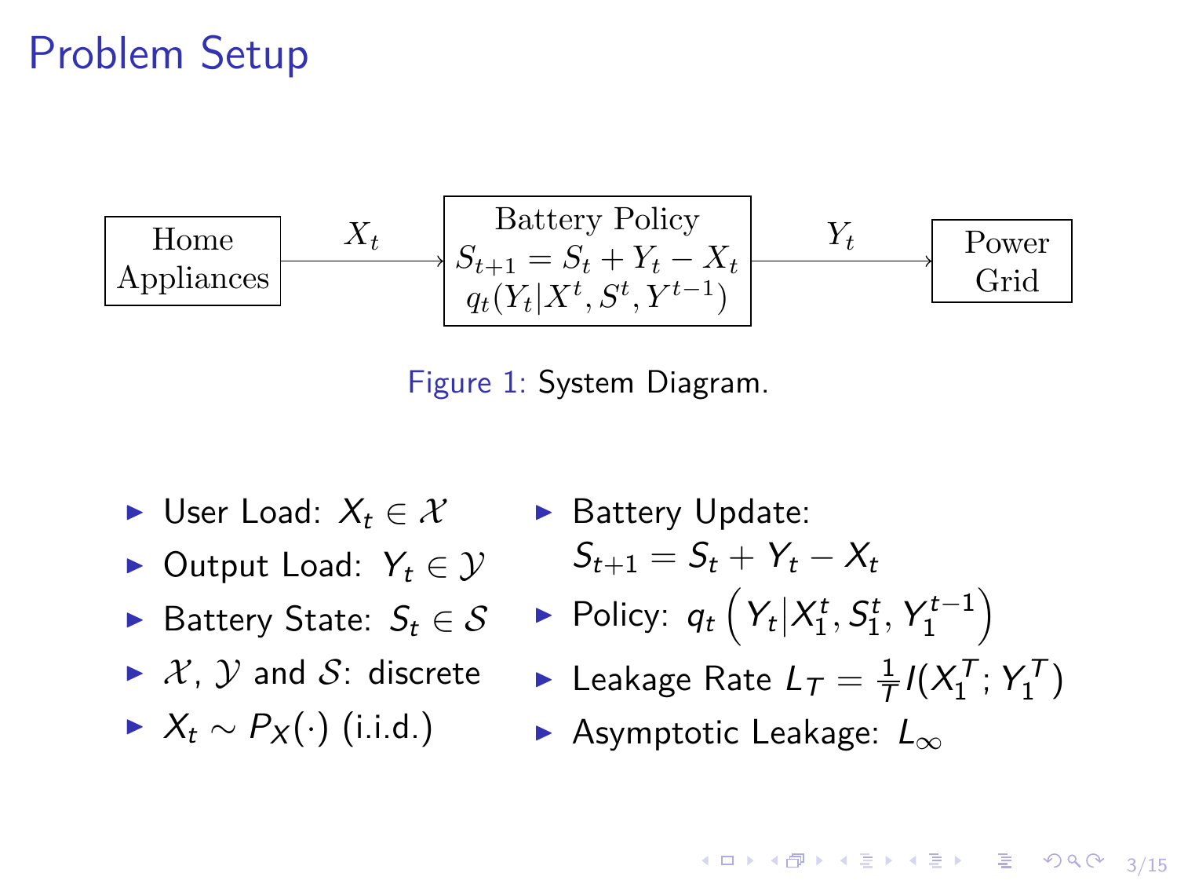# Problem Setup

Home Appliances $\xrightarrow{X_t}$ Battery Policy $S_{t+1} = S_t + Y_t - X_t$, $q_t(Y_t|X^t, S^t, Y^{t-1})$ $\xrightarrow{Y_t}$ Power Grid

Figure 1: System Diagram.

- User Load: $X_t \in \mathcal{X}$
- Output Load: $Y_t \in \mathcal{Y}$
- Battery State: $S_t \in \mathcal{S}$
- $\mathcal{X}$, $\mathcal{Y}$ and $\mathcal{S}$: discrete
- $X_t \sim P_X(\cdot)$ (i.i.d.)
- Battery Update:
  $S_{t+1} = S_t + Y_t - X_t$
- Policy: $q_t\left(Y_t \middle| X_1^t, S_1^t, Y_1^{t-1}\right)$
- Leakage Rate $L_T = \frac{1}{T} I(X_1^T; Y_1^T)$
- Asymptotic Leakage: $L_\infty$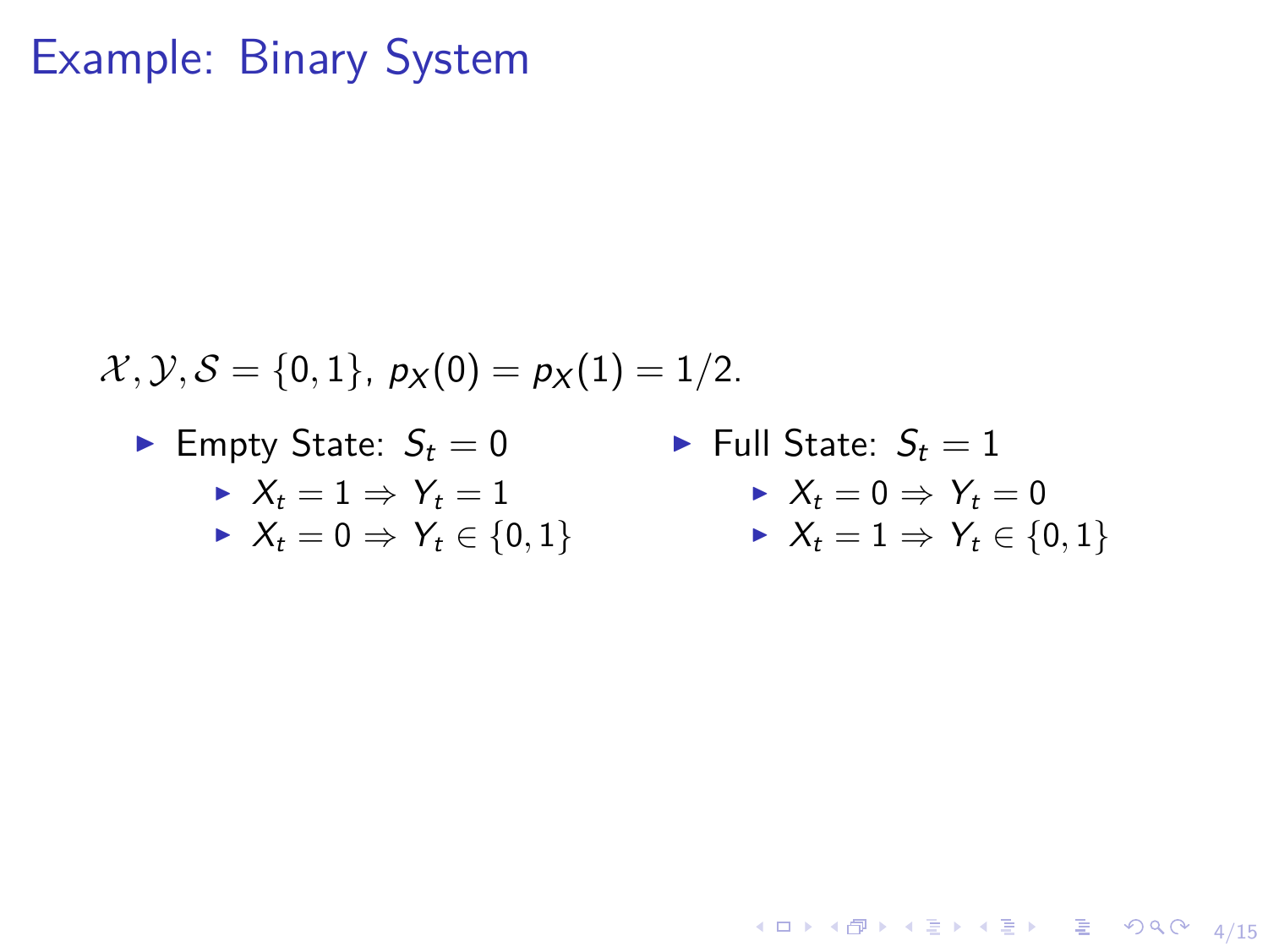# Example: Binary System

$\mathcal{X}, \mathcal{Y}, \mathcal{S} = \{0, 1\}$, $p_X(0) = p_X(1) = 1/2$.

- Empty State: $S_t = 0$
  - $X_t = 1 \Rightarrow Y_t = 1$
  - $X_t = 0 \Rightarrow Y_t \in \{0, 1\}$
- Full State: $S_t = 1$
  - $X_t = 0 \Rightarrow Y_t = 0$
  - $X_t = 1 \Rightarrow Y_t \in \{0, 1\}$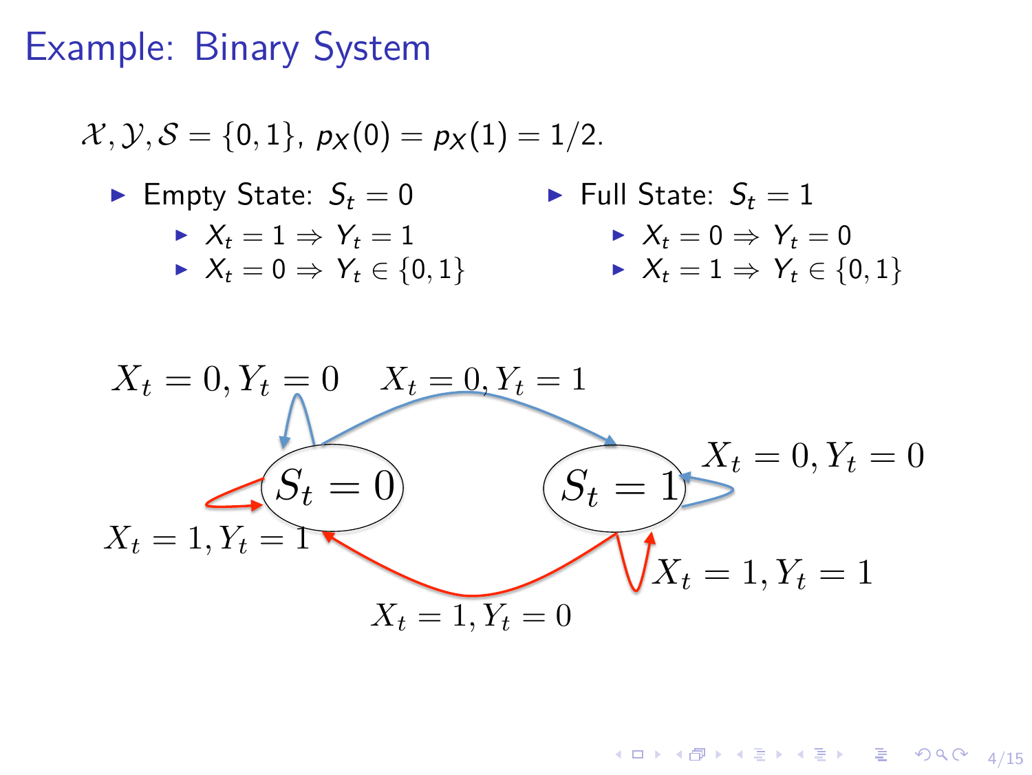# Example: Binary System

$\mathcal{X}, \mathcal{Y}, \mathcal{S} = \{0, 1\}$, $p_X(0) = p_X(1) = 1/2$.

- Empty State: $S_t = 0$
  - $X_t = 1 \Rightarrow Y_t = 1$
  - $X_t = 0 \Rightarrow Y_t \in \{0, 1\}$
- Full State: $S_t = 1$
  - $X_t = 0 \Rightarrow Y_t = 0$
  - $X_t = 1 \Rightarrow Y_t \in \{0, 1\}$

$X_t = 0, Y_t = 0$ &nbsp;&nbsp; $X_t = 0, Y_t = 1$

$S_t = 0$ &nbsp;&nbsp; $S_t = 1$ &nbsp;&nbsp; $X_t = 0, Y_t = 0$

$X_t = 1, Y_t = 1$ &nbsp;&nbsp; $X_t = 1, Y_t = 1$

$X_t = 1, Y_t = 0$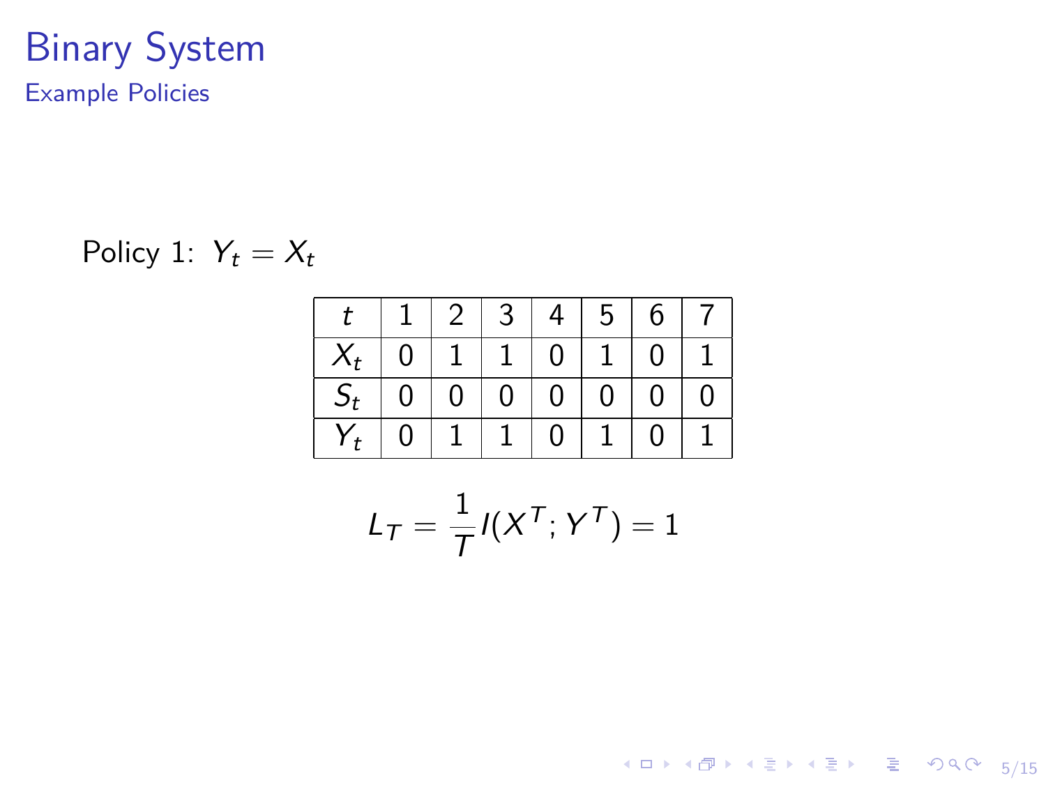# Binary System

## Example Policies

Policy 1: $Y_t = X_t$

| $t$ | 1 | 2 | 3 | 4 | 5 | 6 | 7 |
|---|---|---|---|---|---|---|---|
| $X_t$ | 0 | 1 | 1 | 0 | 1 | 0 | 1 |
| $S_t$ | 0 | 0 | 0 | 0 | 0 | 0 | 0 |
| $Y_t$ | 0 | 1 | 1 | 0 | 1 | 0 | 1 |

$$L_T = \frac{1}{T} I(X^T; Y^T) = 1$$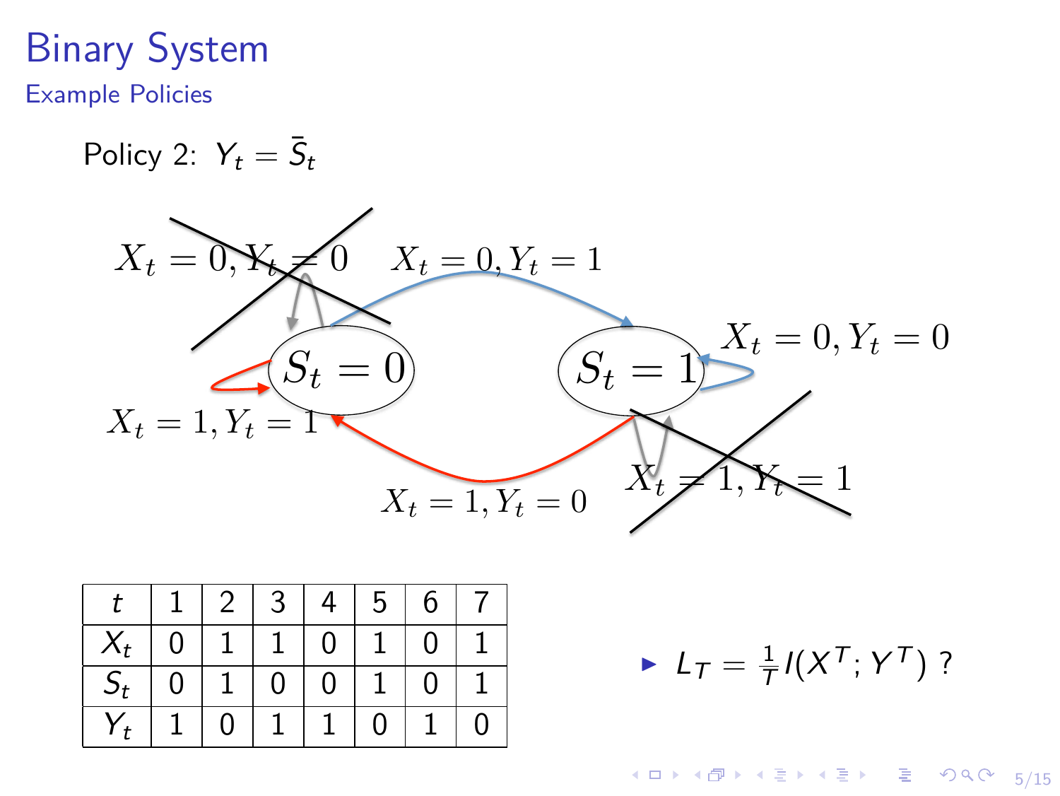# Binary System

## Example Policies

Policy 2: $Y_t = \bar{S}_t$

$X_t = 0, Y_t = 0$ (crossed out) $\quad X_t = 0, Y_t = 1$

$S_t = 0 \quad S_t = 1 \quad X_t = 0, Y_t = 0$

$X_t = 1, Y_t = 1$

$X_t = 1, Y_t = 0 \quad X_t = 1, Y_t = 1$ (crossed out)

| $t$ | 1 | 2 | 3 | 4 | 5 | 6 | 7 |
|---|---|---|---|---|---|---|---|
| $X_t$ | 0 | 1 | 1 | 0 | 1 | 0 | 1 |
| $S_t$ | 0 | 1 | 0 | 0 | 1 | 0 | 1 |
| $Y_t$ | 1 | 0 | 1 | 1 | 0 | 1 | 0 |

- $L_T = \frac{1}{T} I(X^T; Y^T)$ ?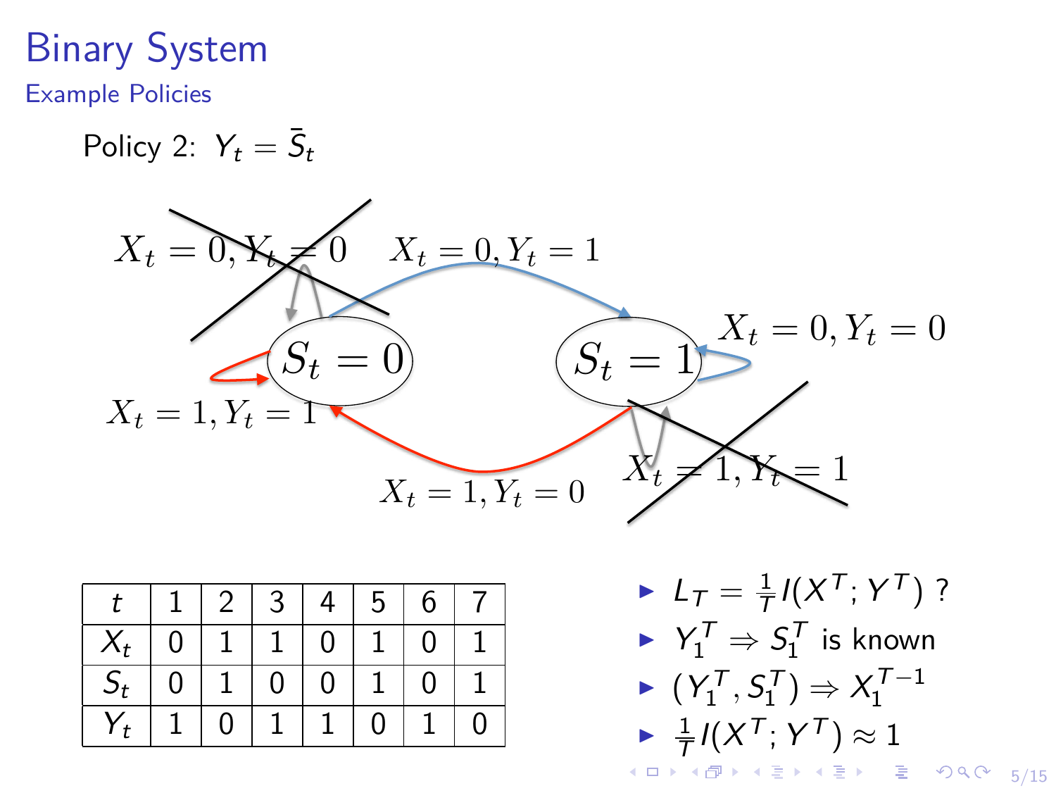# Binary System

## Example Policies

Policy 2: $Y_t = \bar{S}_t$

$X_t = 0, Y_t = 0$ $X_t = 0, Y_t = 1$

$S_t = 0$ $S_t = 1$ $X_t = 0, Y_t = 0$

$X_t = 1, Y_t = 1$

$X_t = 1, Y_t = 0$ $X_t = 1, Y_t = 1$

| $t$ | 1 | 2 | 3 | 4 | 5 | 6 | 7 |
|---|---|---|---|---|---|---|---|
| $X_t$ | 0 | 1 | 1 | 0 | 1 | 0 | 1 |
| $S_t$ | 0 | 1 | 0 | 0 | 1 | 0 | 1 |
| $Y_t$ | 1 | 0 | 1 | 1 | 0 | 1 | 0 |

- $L_T = \frac{1}{T} I(X^T; Y^T)$ ?
- $Y_1^T \Rightarrow S_1^T$ is known
- $(Y_1^T, S_1^T) \Rightarrow X_1^{T-1}$
- $\frac{1}{T} I(X^T; Y^T) \approx 1$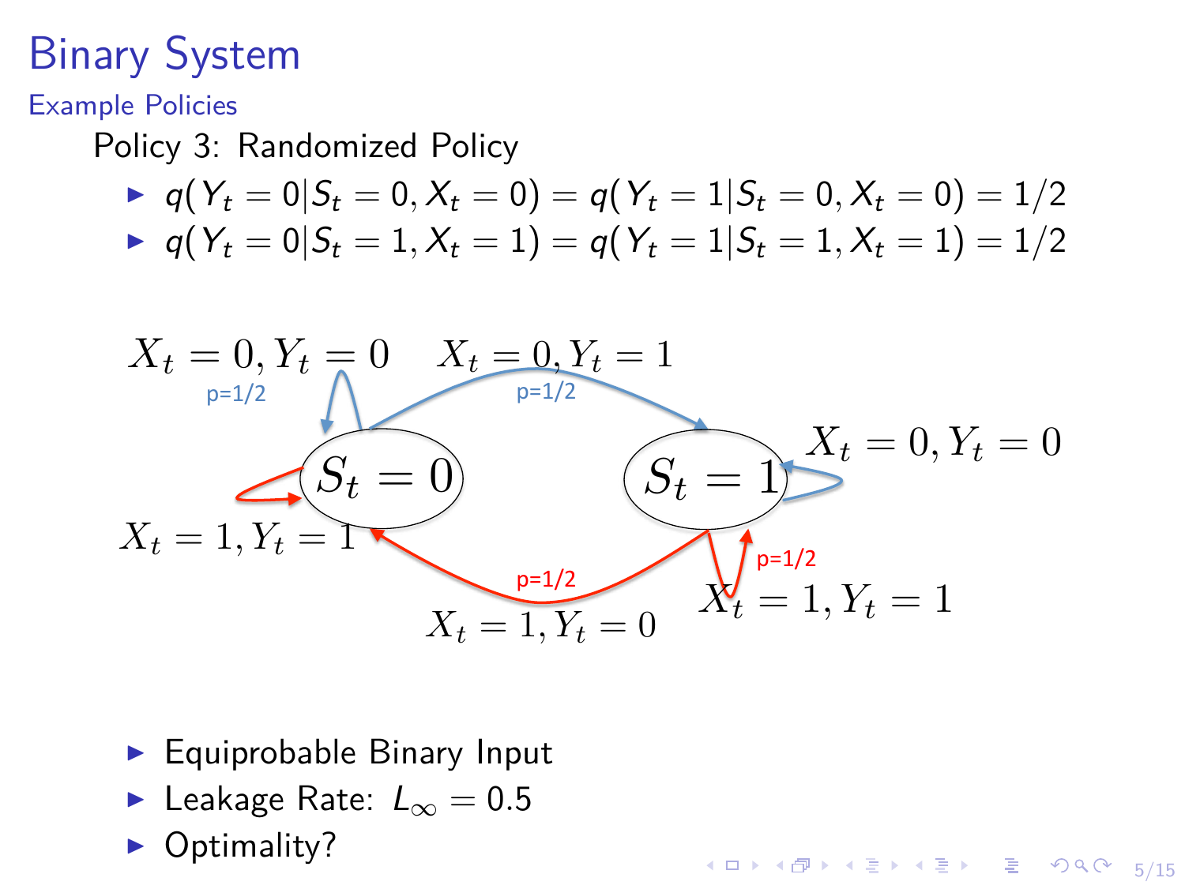# Binary System

## Example Policies

Policy 3: Randomized Policy

- $q(Y_t = 0|S_t = 0, X_t = 0) = q(Y_t = 1|S_t = 0, X_t = 0) = 1/2$
- $q(Y_t = 0|S_t = 1, X_t = 1) = q(Y_t = 1|S_t = 1, X_t = 1) = 1/2$

$X_t = 0, Y_t = 0$ p=1/2 $X_t = 0, Y_t = 1$ p=1/2

$S_t = 0$ $S_t = 1$ $X_t = 0, Y_t = 0$

$X_t = 1, Y_t = 1$ p=1/2 p=1/2

$X_t = 1, Y_t = 0$ $X_t = 1, Y_t = 1$

- Equiprobable Binary Input
- Leakage Rate: $L_\infty = 0.5$
- Optimality?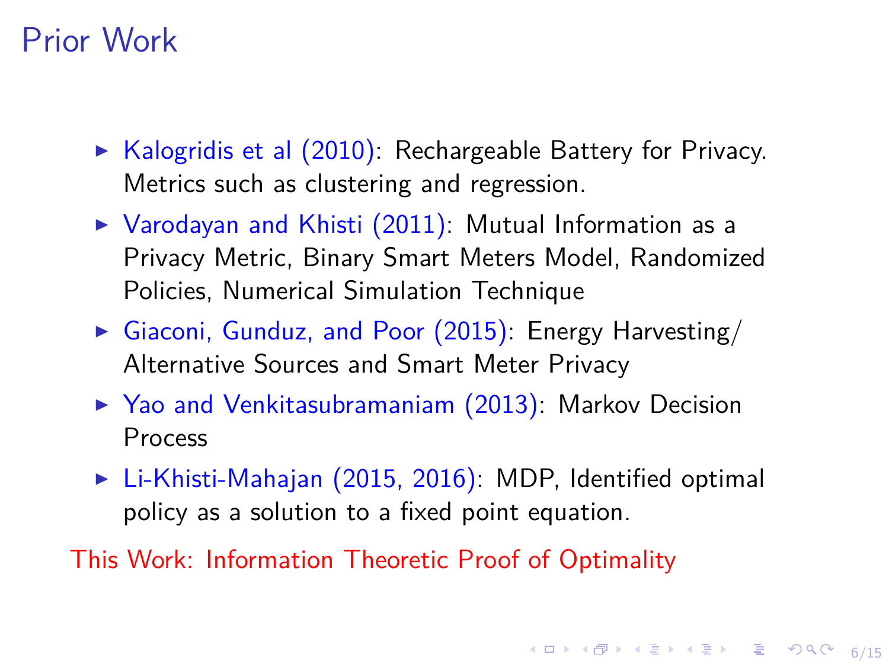# Prior Work

- Kalogridis et al (2010): Rechargeable Battery for Privacy. Metrics such as clustering and regression.
- Varodayan and Khisti (2011): Mutual Information as a Privacy Metric, Binary Smart Meters Model, Randomized Policies, Numerical Simulation Technique
- Giaconi, Gunduz, and Poor (2015): Energy Harvesting/ Alternative Sources and Smart Meter Privacy
- Yao and Venkitasubramaniam (2013): Markov Decision Process
- Li-Khisti-Mahajan (2015, 2016): MDP, Identified optimal policy as a solution to a fixed point equation.

This Work: Information Theoretic Proof of Optimality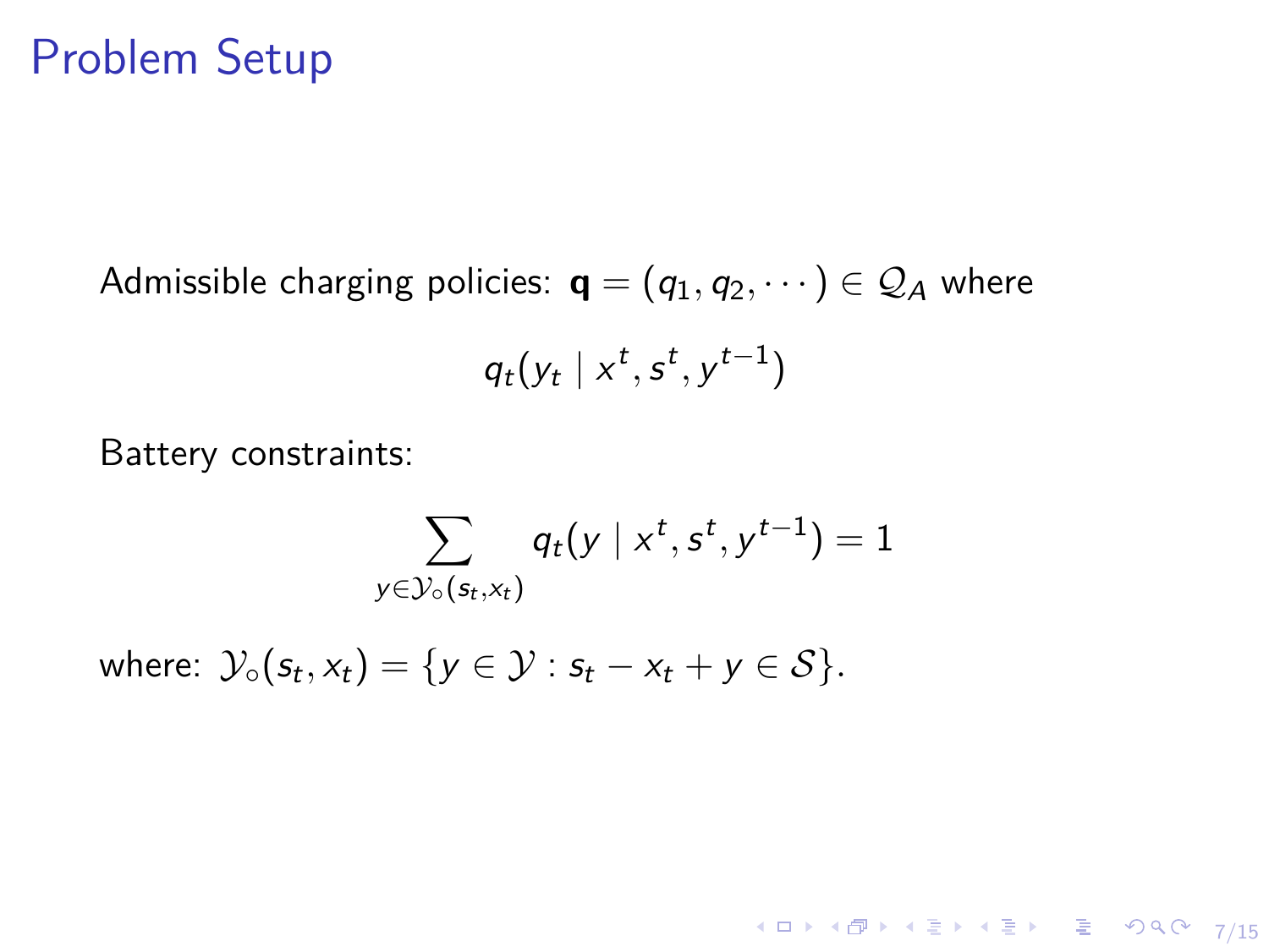# Problem Setup

Admissible charging policies: $\mathbf{q} = (q_1, q_2, \cdots) \in \mathcal{Q}_A$ where

$$q_t(y_t \mid x^t, s^t, y^{t-1})$$

Battery constraints:

$$\sum_{y \in \mathcal{Y}_\circ(s_t, x_t)} q_t(y \mid x^t, s^t, y^{t-1}) = 1$$

where: $\mathcal{Y}_\circ(s_t, x_t) = \{y \in \mathcal{Y} : s_t - x_t + y \in \mathcal{S}\}$.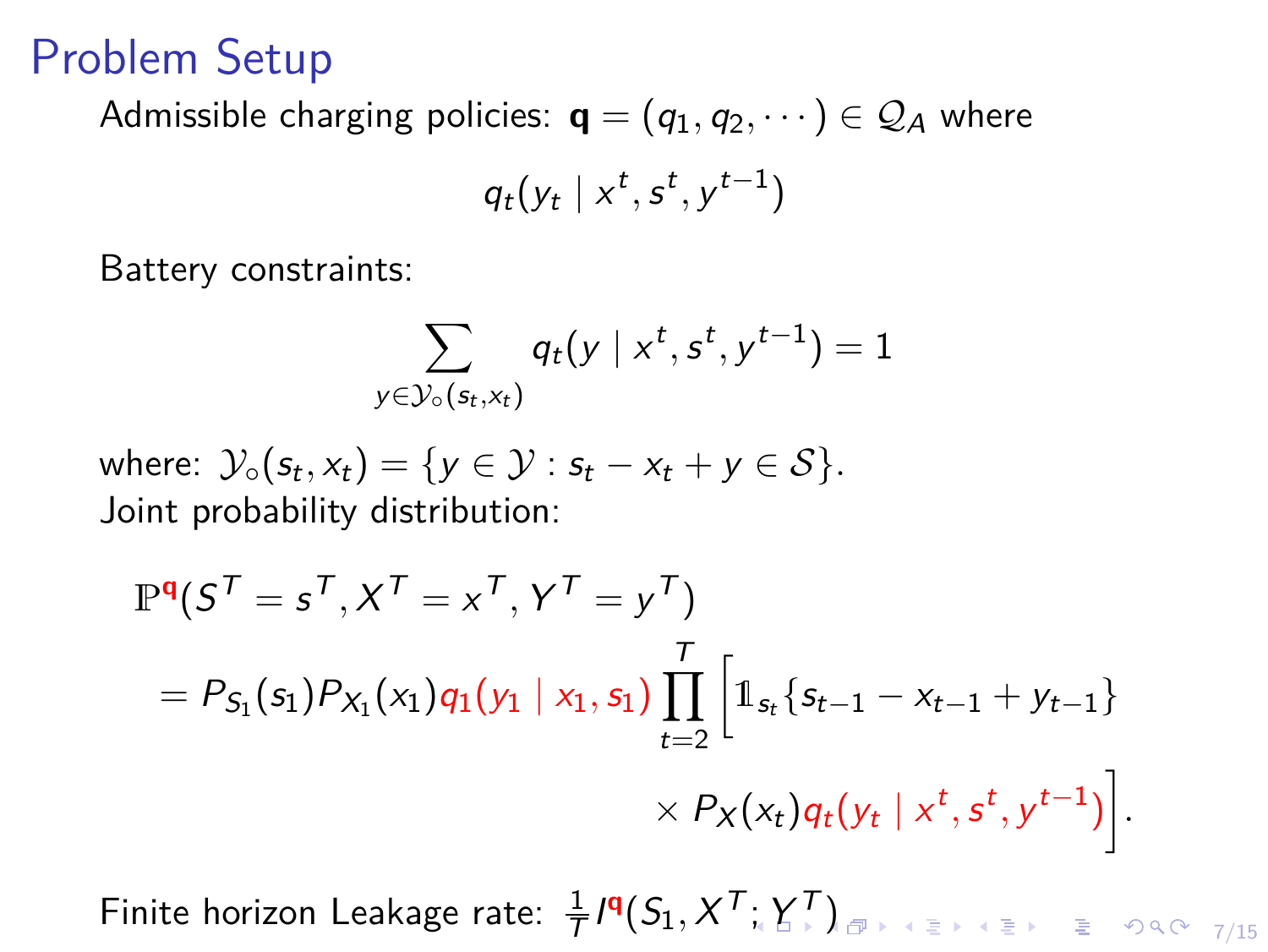# Problem Setup

Admissible charging policies: $\mathbf{q} = (q_1, q_2, \cdots) \in \mathcal{Q}_A$ where

$$q_t(y_t \mid x^t, s^t, y^{t-1})$$

Battery constraints:

$$\sum_{y \in \mathcal{Y}_\circ(s_t, x_t)} q_t(y \mid x^t, s^t, y^{t-1}) = 1$$

where: $\mathcal{Y}_\circ(s_t, x_t) = \{y \in \mathcal{Y} : s_t - x_t + y \in \mathcal{S}\}$.

Joint probability distribution:

$$\begin{aligned}
&\mathbb{P}^{\mathbf{q}}(S^T = s^T, X^T = x^T, Y^T = y^T) \\
&= P_{S_1}(s_1) P_{X_1}(x_1) q_1(y_1 \mid x_1, s_1) \prod_{t=2}^{T} \Big[ \mathbb{1}_{s_t}\{s_{t-1} - x_{t-1} + y_{t-1}\} \\
&\qquad \times P_X(x_t) q_t(y_t \mid x^t, s^t, y^{t-1}) \Big].
\end{aligned}$$

Finite horizon Leakage rate: $\frac{1}{T} I^{\mathbf{q}}(S_1, X^T; Y^T)$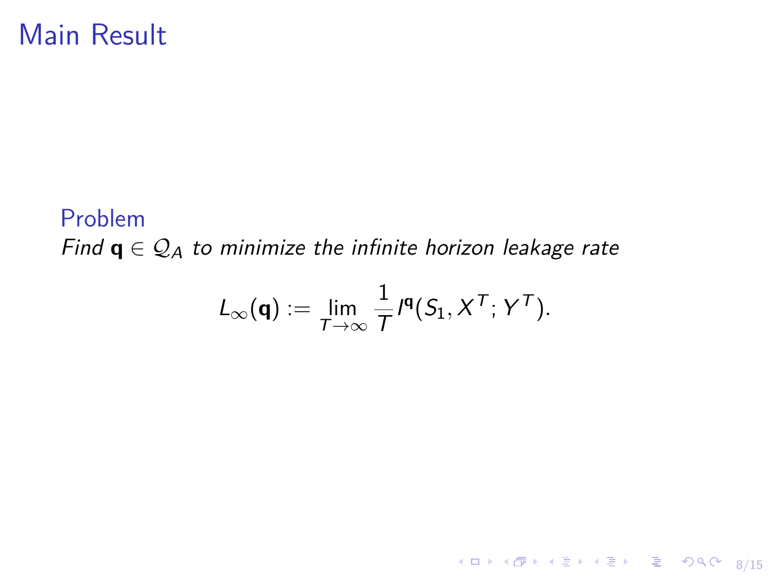# Main Result

### Problem

*Find $\mathbf{q} \in \mathcal{Q}_A$ to minimize the infinite horizon leakage rate*

$$L_\infty(\mathbf{q}) := \lim_{T \to \infty} \frac{1}{T} I^{\mathbf{q}}(S_1, X^T; Y^T).$$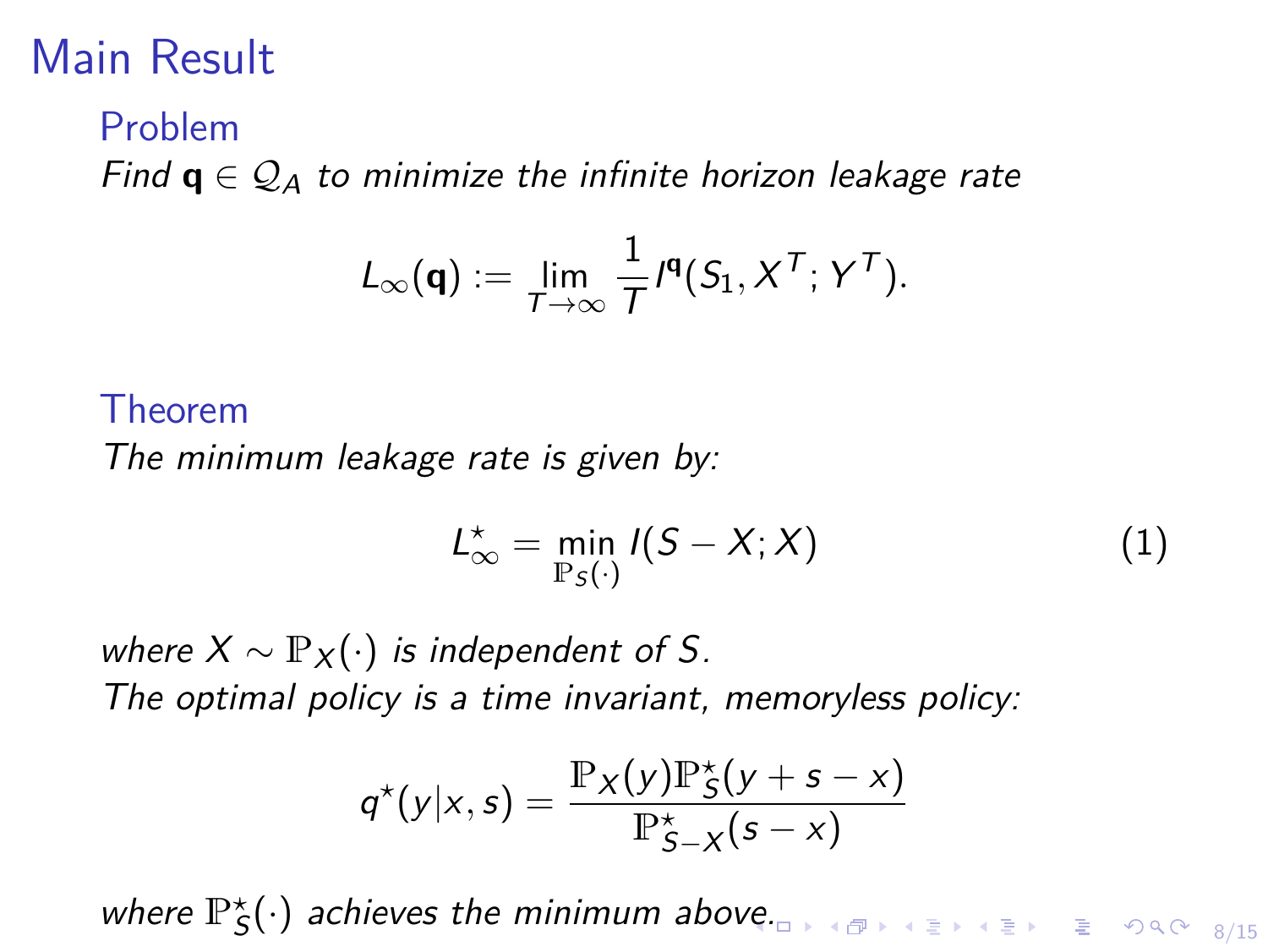# Main Result

### Problem

*Find $\mathbf{q} \in \mathcal{Q}_A$ to minimize the infinite horizon leakage rate*

$$L_\infty(\mathbf{q}) := \lim_{T\to\infty} \frac{1}{T} I^{\mathbf{q}}(S_1, X^T; Y^T).$$

### Theorem

*The minimum leakage rate is given by:*

$$L_\infty^\star = \min_{\mathbb{P}_S(\cdot)} I(S - X; X) \tag{1}$$

*where $X \sim \mathbb{P}_X(\cdot)$ is independent of $S$.*
*The optimal policy is a time invariant, memoryless policy:*

$$q^\star(y|x,s) = \frac{\mathbb{P}_X(y)\mathbb{P}_S^\star(y+s-x)}{\mathbb{P}_{S-X}^\star(s-x)}$$

*where $\mathbb{P}_S^\star(\cdot)$ achieves the minimum above.*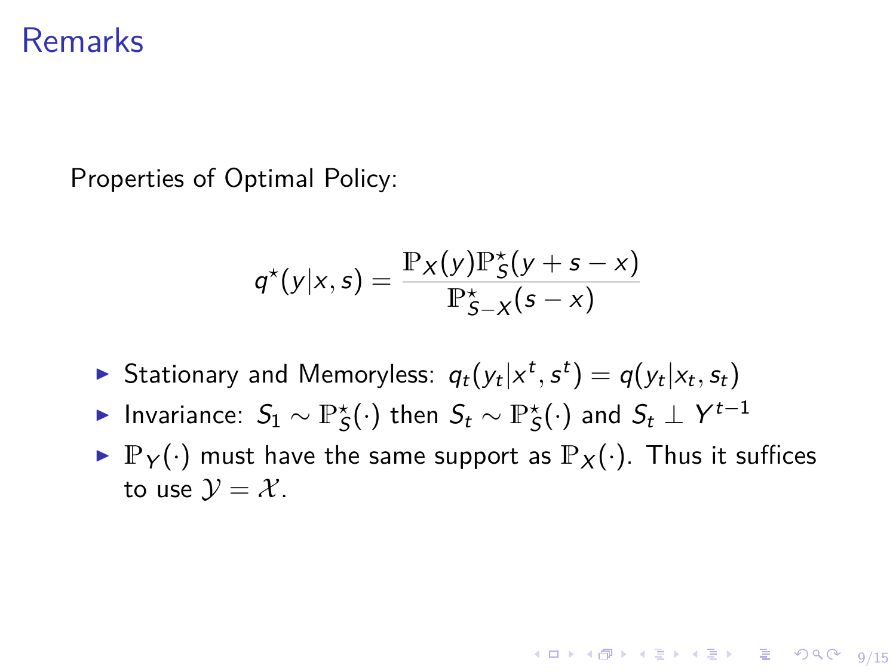# Remarks

Properties of Optimal Policy:

$$q^\star(y|x,s) = \frac{\mathbb{P}_X(y)\mathbb{P}^\star_S(y+s-x)}{\mathbb{P}^\star_{S-X}(s-x)}$$

- Stationary and Memoryless: $q_t(y_t|x^t, s^t) = q(y_t|x_t, s_t)$
- Invariance: $S_1 \sim \mathbb{P}^\star_S(\cdot)$ then $S_t \sim \mathbb{P}^\star_S(\cdot)$ and $S_t \perp Y^{t-1}$
- $\mathbb{P}_Y(\cdot)$ must have the same support as $\mathbb{P}_X(\cdot)$. Thus it suffices to use $\mathcal{Y} = \mathcal{X}$.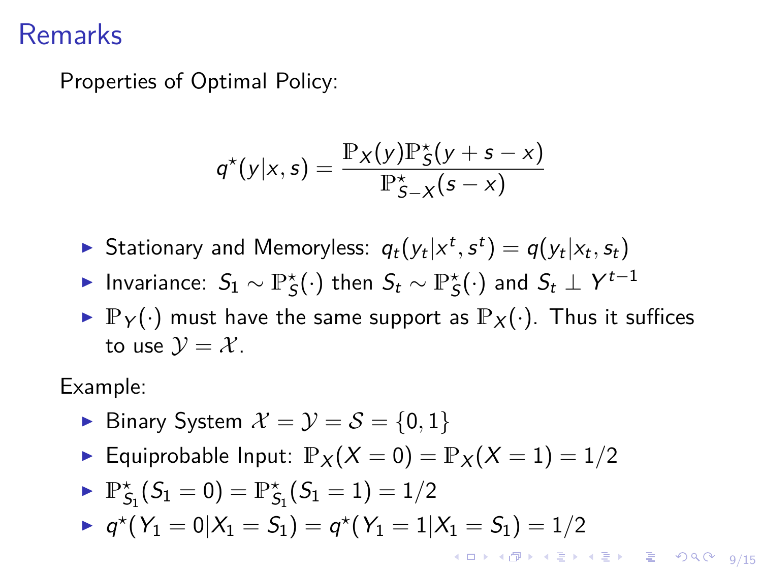# Remarks

Properties of Optimal Policy:

$$q^\star(y|x,s) = \frac{\mathbb{P}_X(y)\mathbb{P}^\star_S(y+s-x)}{\mathbb{P}^\star_{S-X}(s-x)}$$

- Stationary and Memoryless: $q_t(y_t|x^t, s^t) = q(y_t|x_t, s_t)$
- Invariance: $S_1 \sim \mathbb{P}^\star_S(\cdot)$ then $S_t \sim \mathbb{P}^\star_S(\cdot)$ and $S_t \perp Y^{t-1}$
- $\mathbb{P}_Y(\cdot)$ must have the same support as $\mathbb{P}_X(\cdot)$. Thus it suffices to use $\mathcal{Y} = \mathcal{X}$.

Example:

- Binary System $\mathcal{X} = \mathcal{Y} = \mathcal{S} = \{0, 1\}$
- Equiprobable Input: $\mathbb{P}_X(X = 0) = \mathbb{P}_X(X = 1) = 1/2$
- $\mathbb{P}^\star_{S_1}(S_1 = 0) = \mathbb{P}^\star_{S_1}(S_1 = 1) = 1/2$
- $q^\star(Y_1 = 0|X_1 = S_1) = q^\star(Y_1 = 1|X_1 = S_1) = 1/2$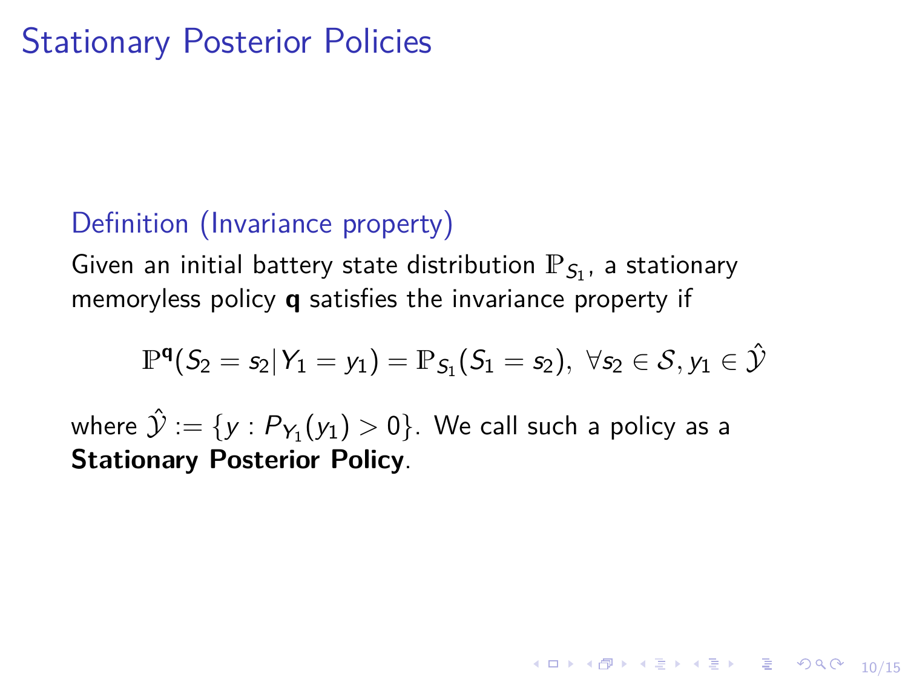# Stationary Posterior Policies

### Definition (Invariance property)

Given an initial battery state distribution $\mathbb{P}_{S_1}$, a stationary memoryless policy $\mathbf{q}$ satisfies the invariance property if

$$\mathbb{P}^{\mathbf{q}}(S_2 = s_2 | Y_1 = y_1) = \mathbb{P}_{S_1}(S_1 = s_2), \; \forall s_2 \in \mathcal{S}, y_1 \in \hat{\mathcal{Y}}$$

where $\hat{\mathcal{Y}} := \{y : P_{Y_1}(y_1) > 0\}$. We call such a policy as a **Stationary Posterior Policy**.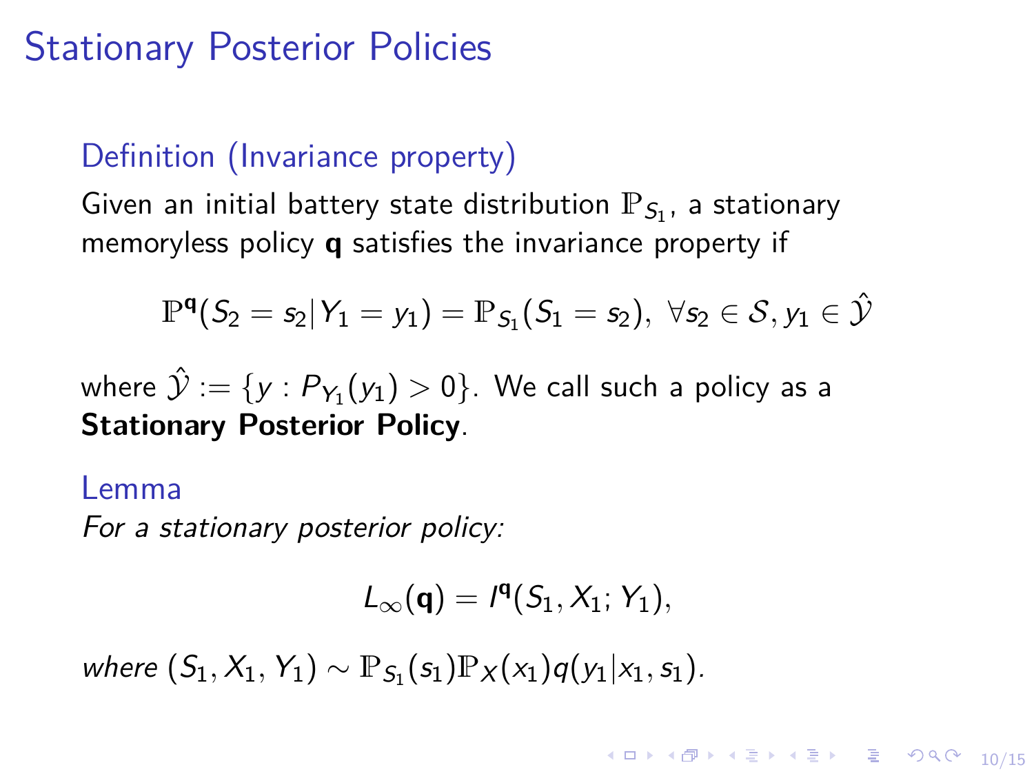# Stationary Posterior Policies

### Definition (Invariance property)

Given an initial battery state distribution $\mathbb{P}_{S_1}$, a stationary memoryless policy $\mathbf{q}$ satisfies the invariance property if

$$\mathbb{P}^{\mathbf{q}}(S_2 = s_2 | Y_1 = y_1) = \mathbb{P}_{S_1}(S_1 = s_2), \ \forall s_2 \in \mathcal{S}, y_1 \in \hat{\mathcal{Y}}$$

where $\hat{\mathcal{Y}} := \{y : P_{Y_1}(y_1) > 0\}$. We call such a policy as a **Stationary Posterior Policy**.

### Lemma

*For a stationary posterior policy:*

$$L_\infty(\mathbf{q}) = I^{\mathbf{q}}(S_1, X_1; Y_1),$$

*where* $(S_1, X_1, Y_1) \sim \mathbb{P}_{S_1}(s_1)\mathbb{P}_X(x_1)q(y_1|x_1, s_1)$.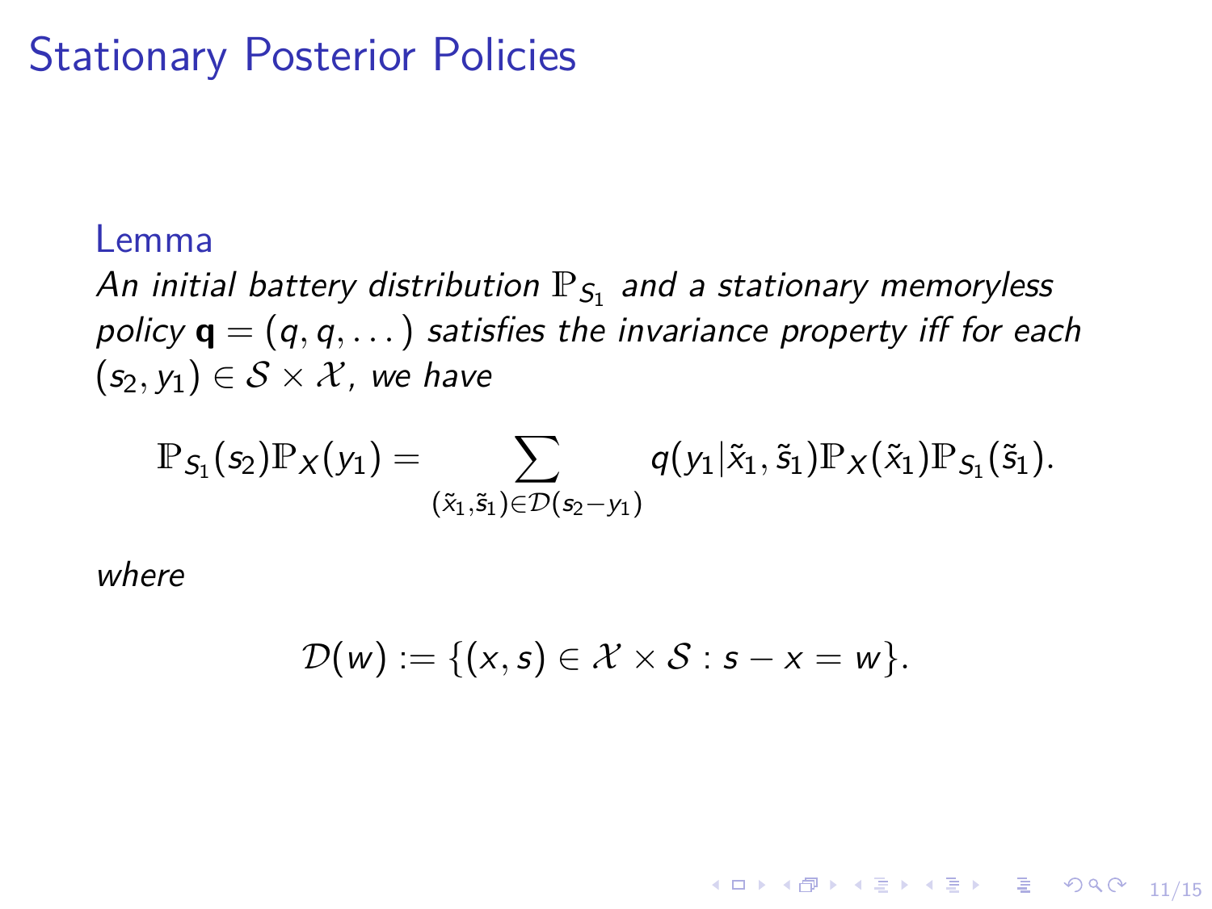# Stationary Posterior Policies

**Lemma**

*An initial battery distribution $\mathbb{P}_{S_1}$ and a stationary memoryless policy $\mathbf{q} = (q, q, \dots)$ satisfies the invariance property iff for each $(s_2, y_1) \in \mathcal{S} \times \mathcal{X}$, we have*

$$\mathbb{P}_{S_1}(s_2)\mathbb{P}_X(y_1) = \sum_{(\tilde{x}_1, \tilde{s}_1) \in \mathcal{D}(s_2 - y_1)} q(y_1 | \tilde{x}_1, \tilde{s}_1)\mathbb{P}_X(\tilde{x}_1)\mathbb{P}_{S_1}(\tilde{s}_1).$$

*where*

$$\mathcal{D}(w) := \{(x, s) \in \mathcal{X} \times \mathcal{S} : s - x = w\}.$$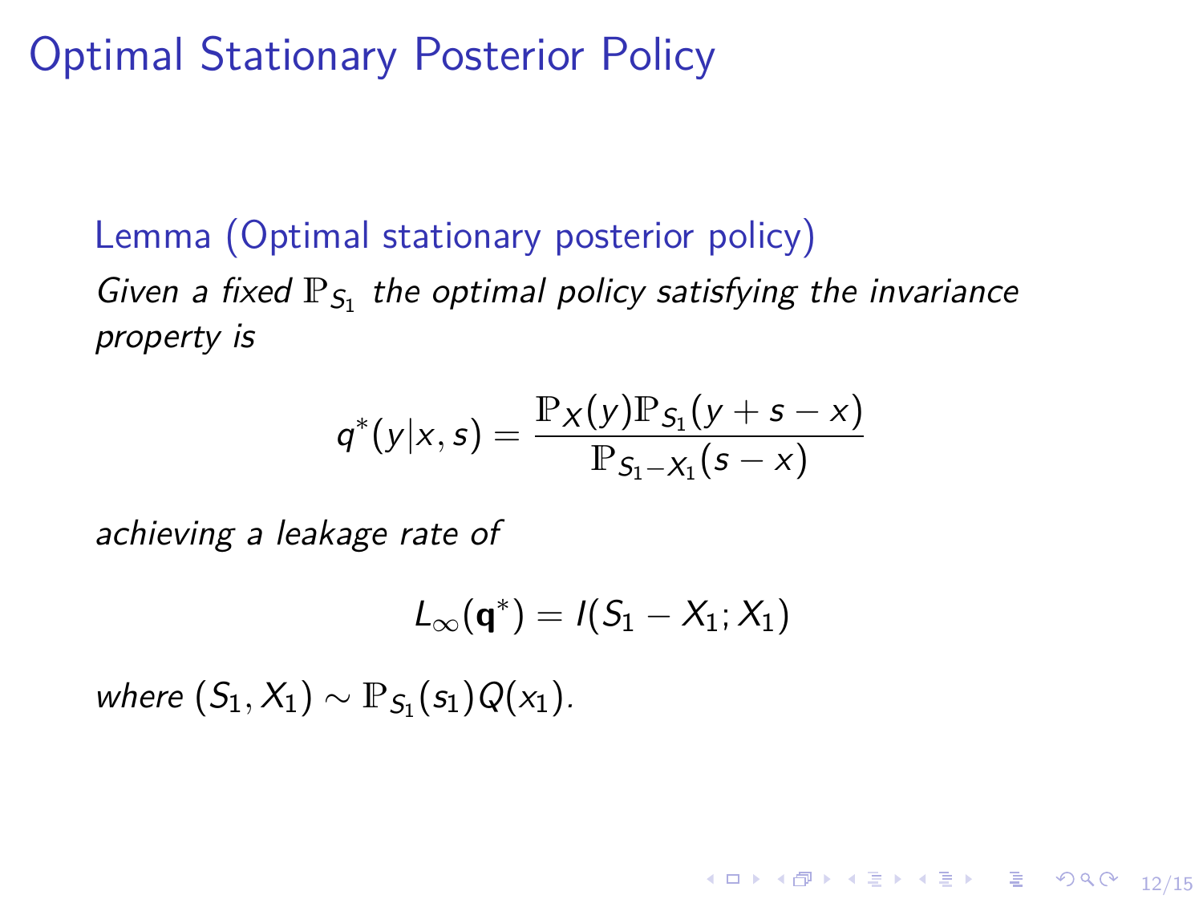# Optimal Stationary Posterior Policy

**Lemma (Optimal stationary posterior policy)**

*Given a fixed $\mathbb{P}_{S_1}$ the optimal policy satisfying the invariance property is*

$$q^*(y|x,s) = \frac{\mathbb{P}_X(y)\mathbb{P}_{S_1}(y+s-x)}{\mathbb{P}_{S_1-X_1}(s-x)}$$

*achieving a leakage rate of*

$$L_\infty(\mathbf{q}^*) = I(S_1 - X_1; X_1)$$

*where $(S_1, X_1) \sim \mathbb{P}_{S_1}(s_1)Q(x_1)$.*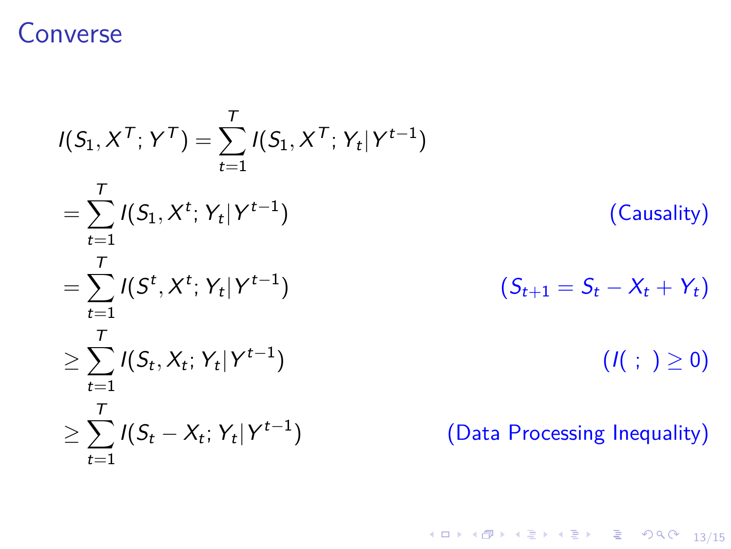# Converse

$$
\begin{aligned}
I(S_1, X^T; Y^T) &= \sum_{t=1}^{T} I(S_1, X^T; Y_t | Y^{t-1}) \\
&= \sum_{t=1}^{T} I(S_1, X^t; Y_t | Y^{t-1}) && \text{(Causality)} \\
&= \sum_{t=1}^{T} I(S^t, X^t; Y_t | Y^{t-1}) && (S_{t+1} = S_t - X_t + Y_t) \\
&\geq \sum_{t=1}^{T} I(S_t, X_t; Y_t | Y^{t-1}) && (I(\ ;\ ) \geq 0) \\
&\geq \sum_{t=1}^{T} I(S_t - X_t; Y_t | Y^{t-1}) && \text{(Data Processing Inequality)}
\end{aligned}
$$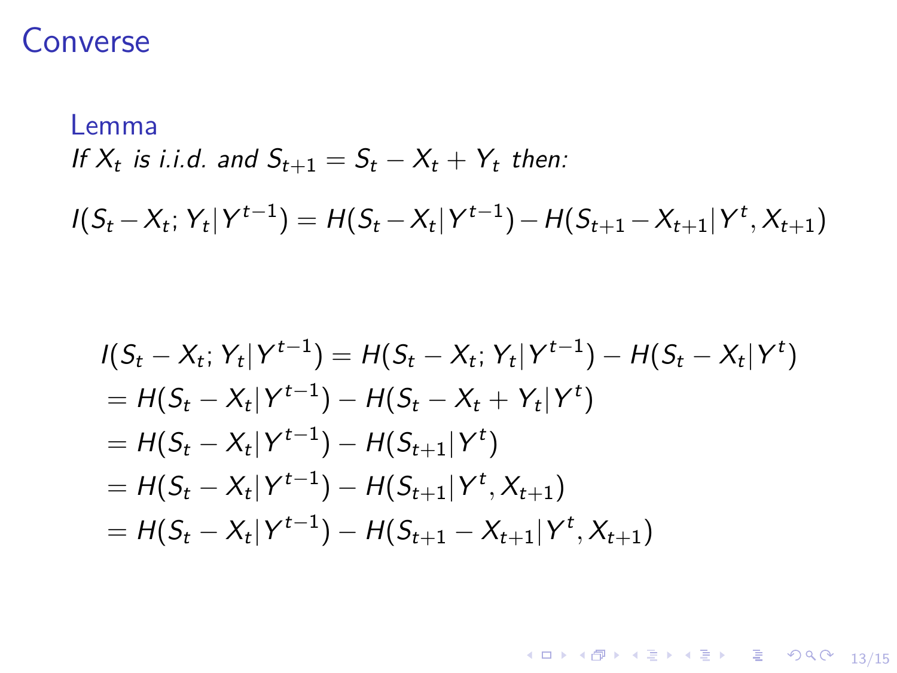# Converse

**Lemma**

*If $X_t$ is i.i.d. and $S_{t+1} = S_t - X_t + Y_t$ then:*

$$I(S_t - X_t; Y_t | Y^{t-1}) = H(S_t - X_t | Y^{t-1}) - H(S_{t+1} - X_{t+1} | Y^t, X_{t+1})$$

$$
\begin{aligned}
& I(S_t - X_t; Y_t | Y^{t-1}) = H(S_t - X_t; Y_t | Y^{t-1}) - H(S_t - X_t | Y^t) \\
& = H(S_t - X_t | Y^{t-1}) - H(S_t - X_t + Y_t | Y^t) \\
& = H(S_t - X_t | Y^{t-1}) - H(S_{t+1} | Y^t) \\
& = H(S_t - X_t | Y^{t-1}) - H(S_{t+1} | Y^t, X_{t+1}) \\
& = H(S_t - X_t | Y^{t-1}) - H(S_{t+1} - X_{t+1} | Y^t, X_{t+1})
\end{aligned}
$$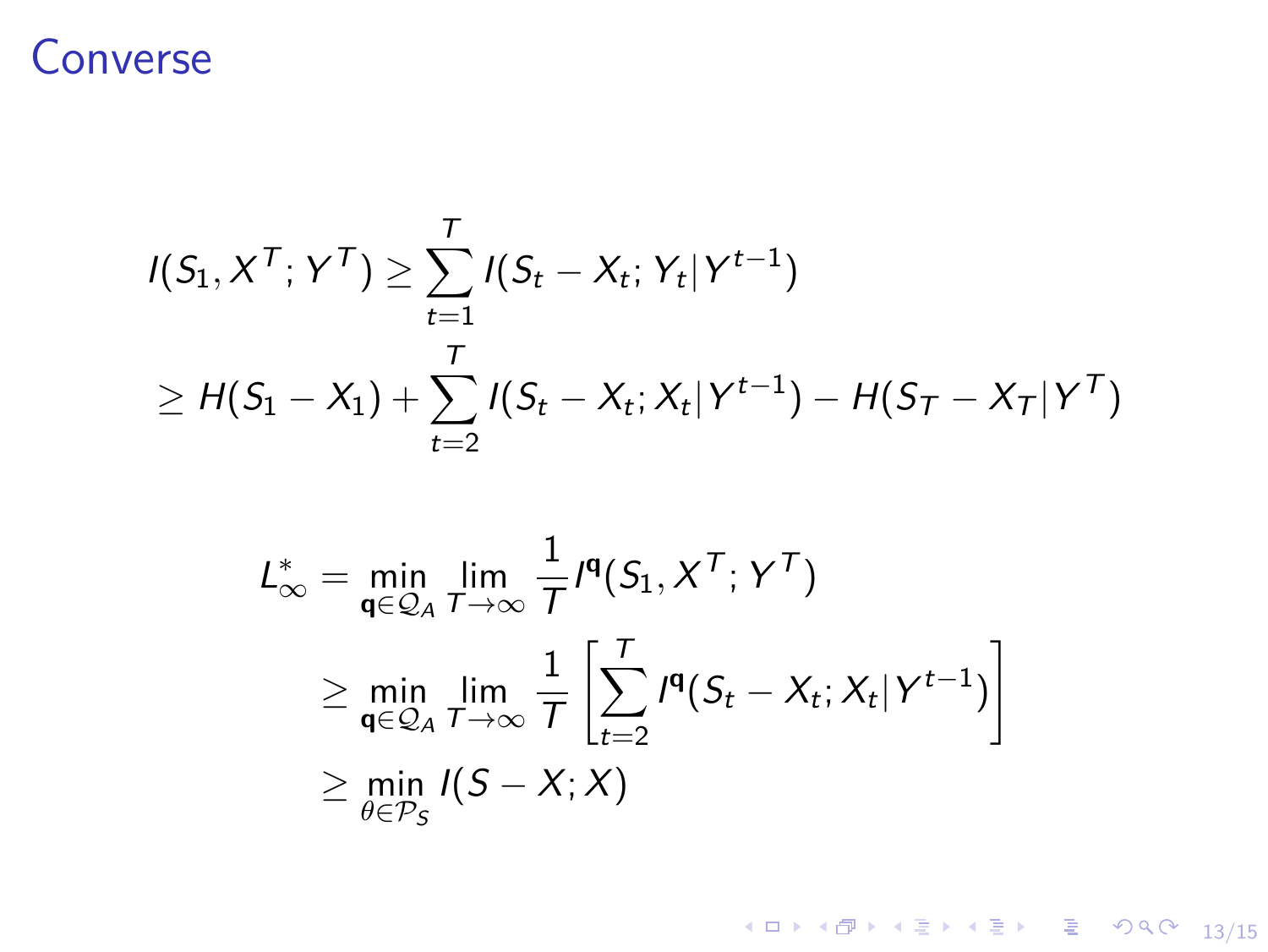# Converse

$$
\begin{aligned}
I(S_1, X^T; Y^T) &\geq \sum_{t=1}^{T} I(S_t - X_t; Y_t | Y^{t-1}) \\
&\geq H(S_1 - X_1) + \sum_{t=2}^{T} I(S_t - X_t; X_t | Y^{t-1}) - H(S_T - X_T | Y^T)
\end{aligned}
$$

$$
\begin{aligned}
L_\infty^* &= \min_{\mathbf{q} \in \mathcal{Q}_A} \lim_{T \to \infty} \frac{1}{T} I^{\mathbf{q}}(S_1, X^T; Y^T) \\
&\geq \min_{\mathbf{q} \in \mathcal{Q}_A} \lim_{T \to \infty} \frac{1}{T} \left[ \sum_{t=2}^{T} I^{\mathbf{q}}(S_t - X_t; X_t | Y^{t-1}) \right] \\
&\geq \min_{\theta \in \mathcal{P}_S} I(S - X; X)
\end{aligned}
$$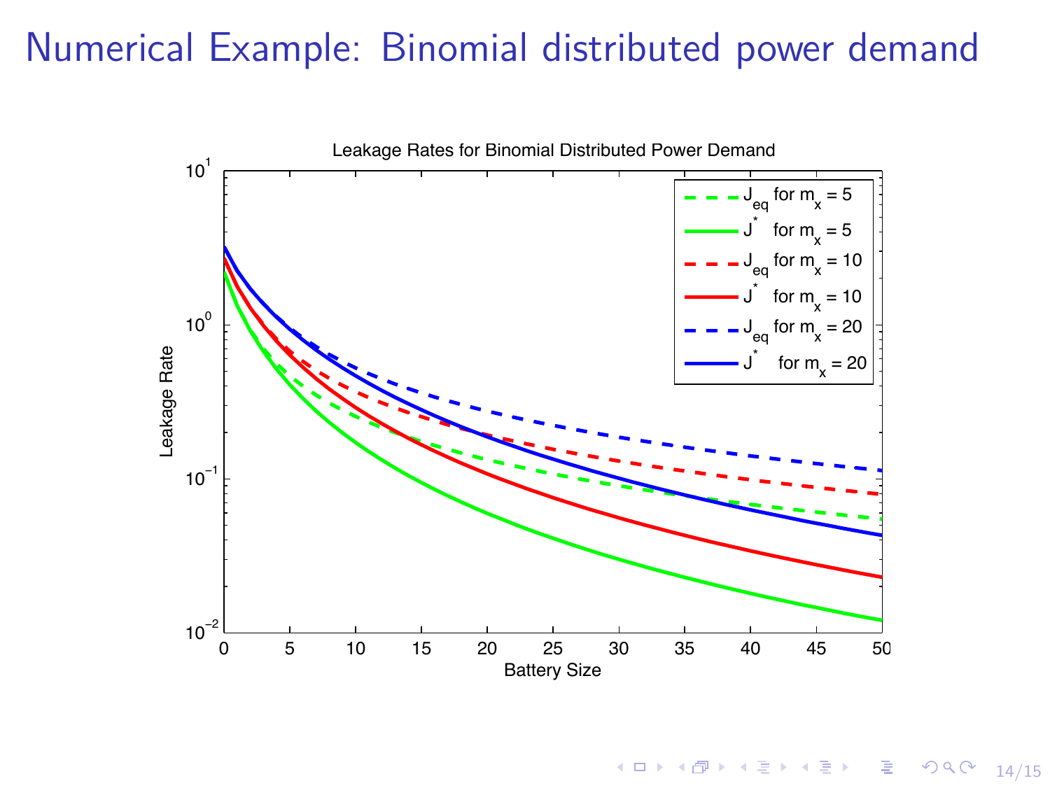# Numerical Example: Binomial distributed power demand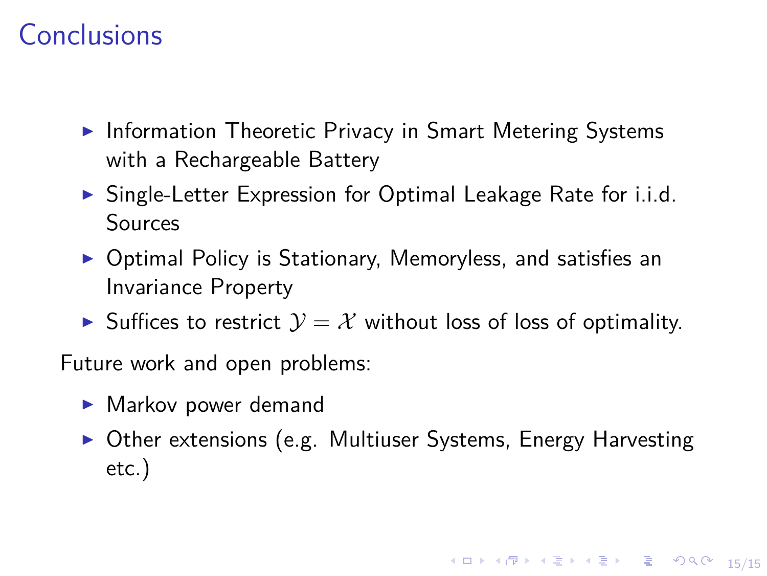# Conclusions

- Information Theoretic Privacy in Smart Metering Systems with a Rechargeable Battery
- Single-Letter Expression for Optimal Leakage Rate for i.i.d. Sources
- Optimal Policy is Stationary, Memoryless, and satisfies an Invariance Property
- Suffices to restrict $\mathcal{Y} = \mathcal{X}$ without loss of loss of optimality.

Future work and open problems:

- Markov power demand
- Other extensions (e.g. Multiuser Systems, Energy Harvesting etc.)